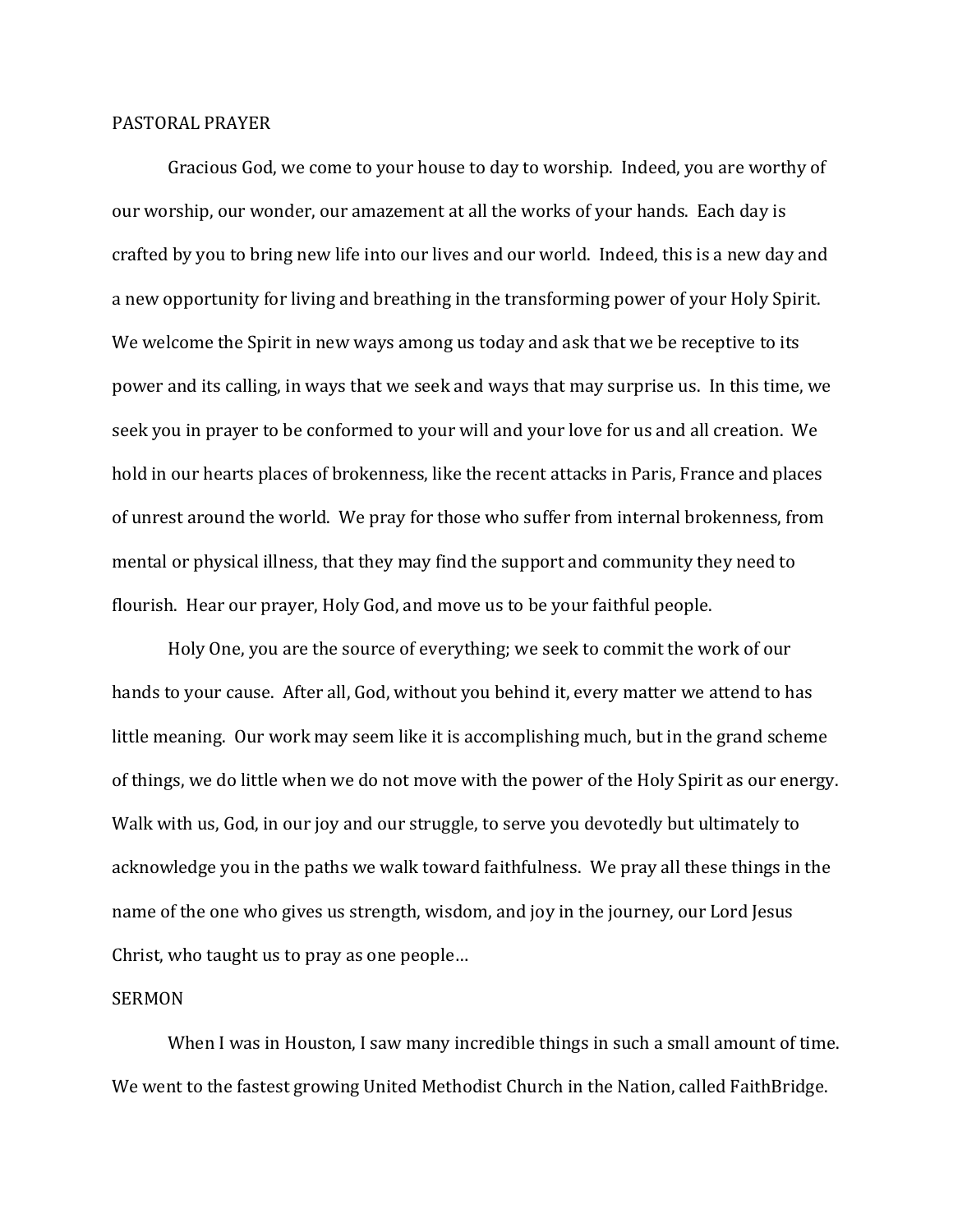## PASTORAL PRAYER

Gracious God, we come to your house to day to worship. Indeed, you are worthy of our worship, our wonder, our amazement at all the works of your hands. Each day is crafted by you to bring new life into our lives and our world. Indeed, this is a new day and a new opportunity for living and breathing in the transforming power of your Holy Spirit. We welcome the Spirit in new ways among us today and ask that we be receptive to its power and its calling, in ways that we seek and ways that may surprise us. In this time, we seek you in prayer to be conformed to your will and your love for us and all creation. We hold in our hearts places of brokenness, like the recent attacks in Paris, France and places of unrest around the world. We pray for those who suffer from internal brokenness, from mental or physical illness, that they may find the support and community they need to flourish. Hear our prayer, Holy God, and move us to be your faithful people.

Holy One, you are the source of everything; we seek to commit the work of our hands to your cause. After all, God, without you behind it, every matter we attend to has little meaning. Our work may seem like it is accomplishing much, but in the grand scheme of things, we do little when we do not move with the power of the Holy Spirit as our energy. Walk with us, God, in our joy and our struggle, to serve you devotedly but ultimately to acknowledge you in the paths we walk toward faithfulness. We pray all these things in the name of the one who gives us strength, wisdom, and joy in the journey, our Lord Jesus Christ, who taught us to pray as one people…

## SERMON

When I was in Houston, I saw many incredible things in such a small amount of time. We went to the fastest growing United Methodist Church in the Nation, called FaithBridge.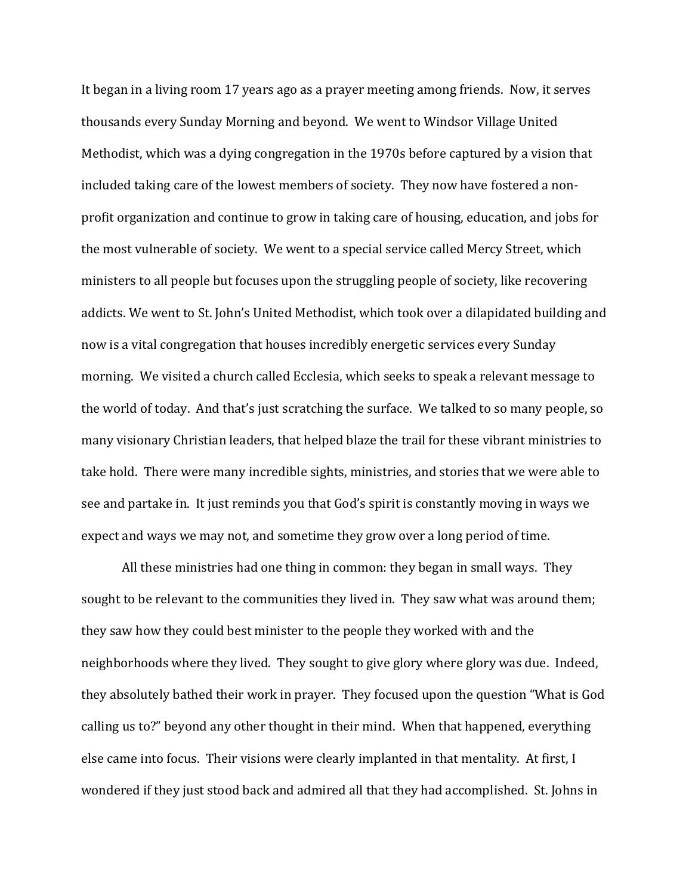It began in a living room 17 years ago as a prayer meeting among friends. Now, it serves thousands every Sunday Morning and beyond. We went to Windsor Village United Methodist, which was a dying congregation in the 1970s before captured by a vision that included taking care of the lowest members of society. They now have fostered a non-profit organization and continue to grow in taking care of housing, education, and jobs for the most vulnerable of society. We went to a special service called Mercy Street, which ministers to all people but focuses upon the struggling people of society, like recovering addicts. We went to St. John's United Methodist, which took over a dilapidated building and now is a vital congregation that houses incredibly energetic services every Sunday morning. We visited a church called Ecclesia, which seeks to speak a relevant message to the world of today. And that's just scratching the surface. We talked to so many people, so many visionary Christian leaders, that helped blaze the trail for these vibrant ministries to take hold. There were many incredible sights, ministries, and stories that we were able to see and partake in. It just reminds you that God's spirit is constantly moving in ways we expect and ways we may not, and sometime they grow over a long period of time.

All these ministries had one thing in common: they began in small ways. They sought to be relevant to the communities they lived in. They saw what was around them; they saw how they could best minister to the people they worked with and the neighborhoods where they lived. They sought to give glory where glory was due. Indeed, they absolutely bathed their work in prayer. They focused upon the question "What is God calling us to?" beyond any other thought in their mind. When that happened, everything else came into focus. Their visions were clearly implanted in that mentality. At first, I wondered if they just stood back and admired all that they had accomplished. St. Johns in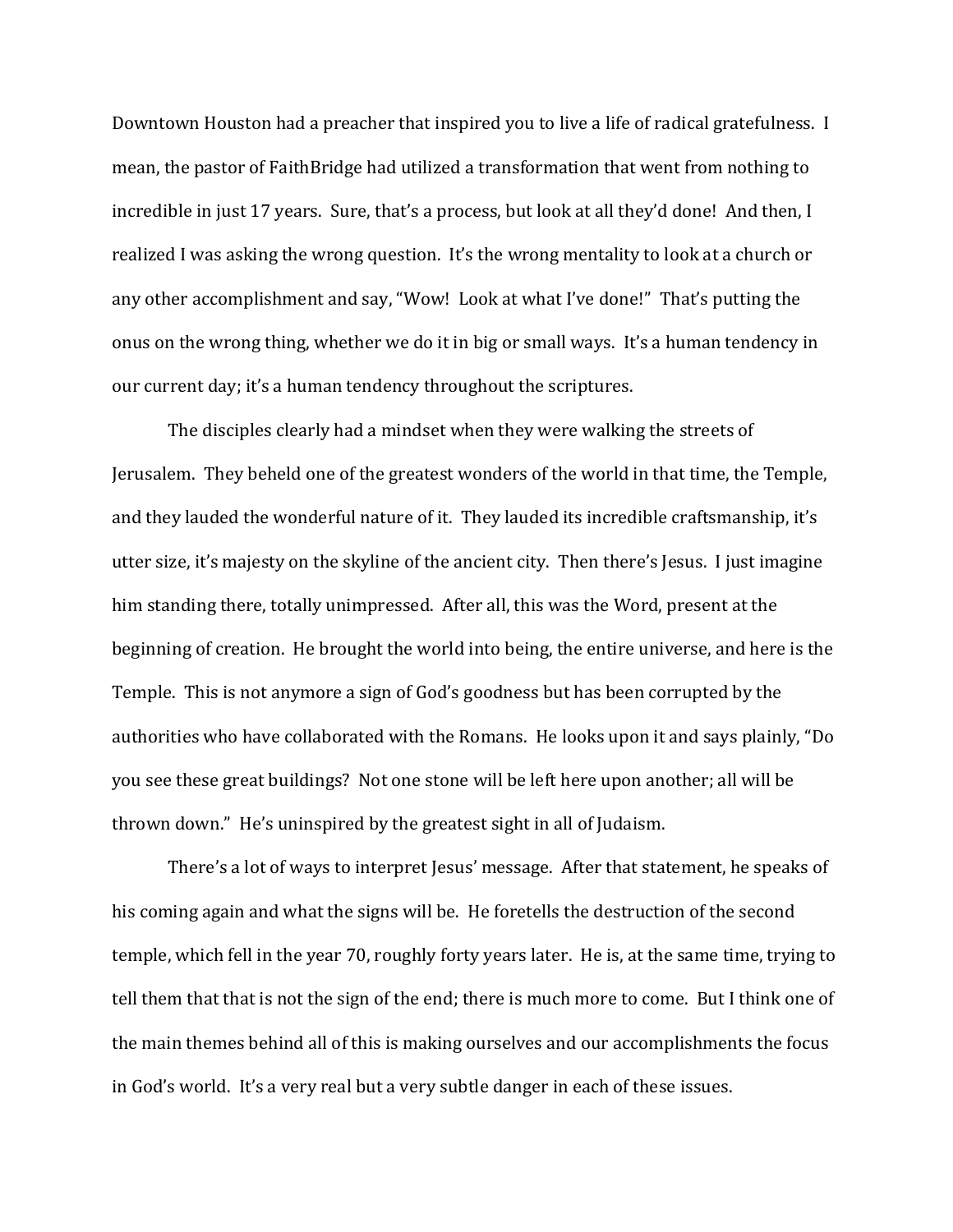Downtown Houston had a preacher that inspired you to live a life of radical gratefulness. I mean, the pastor of FaithBridge had utilized a transformation that went from nothing to incredible in just 17 years. Sure, that's a process, but look at all they'd done! And then, I realized I was asking the wrong question. It's the wrong mentality to look at a church or any other accomplishment and say, "Wow! Look at what I've done!" That's putting the onus on the wrong thing, whether we do it in big or small ways. It's a human tendency in our current day; it's a human tendency throughout the scriptures.

The disciples clearly had a mindset when they were walking the streets of Jerusalem. They beheld one of the greatest wonders of the world in that time, the Temple, and they lauded the wonderful nature of it. They lauded its incredible craftsmanship, it's utter size, it's majesty on the skyline of the ancient city. Then there's Jesus. I just imagine him standing there, totally unimpressed. After all, this was the Word, present at the beginning of creation. He brought the world into being, the entire universe, and here is the Temple. This is not anymore a sign of God's goodness but has been corrupted by the authorities who have collaborated with the Romans. He looks upon it and says plainly, "Do you see these great buildings? Not one stone will be left here upon another; all will be thrown down." He's uninspired by the greatest sight in all of Judaism.

There's a lot of ways to interpret Jesus' message. After that statement, he speaks of his coming again and what the signs will be. He foretells the destruction of the second temple, which fell in the year 70, roughly forty years later. He is, at the same time, trying to tell them that that is not the sign of the end; there is much more to come. But I think one of the main themes behind all of this is making ourselves and our accomplishments the focus in God's world. It's a very real but a very subtle danger in each of these issues.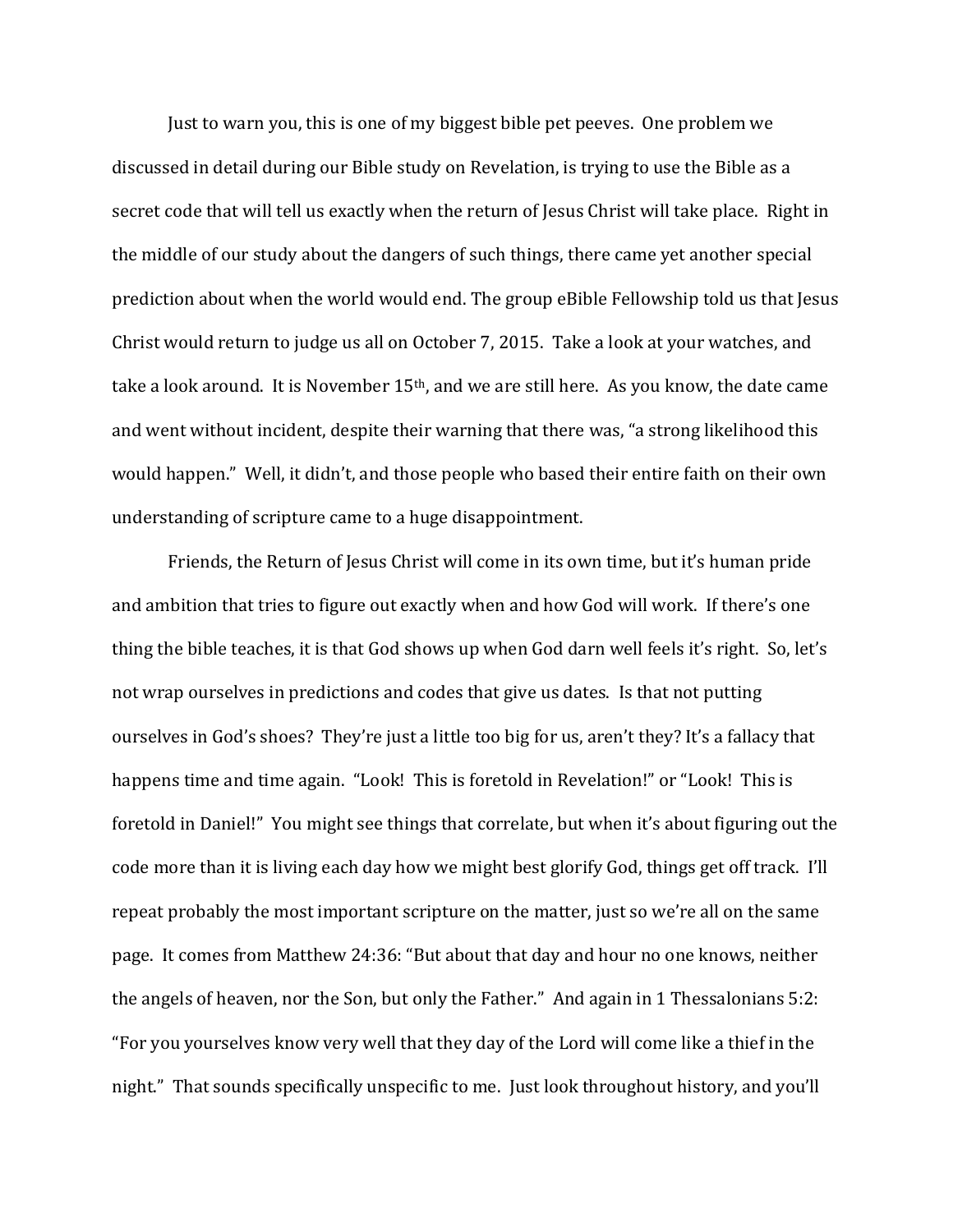Just to warn you, this is one of my biggest bible pet peeves. One problem we discussed in detail during our Bible study on Revelation, is trying to use the Bible as a secret code that will tell us exactly when the return of Jesus Christ will take place. Right in the middle of our study about the dangers of such things, there came yet another special prediction about when the world would end. The group eBible Fellowship told us that Jesus Christ would return to judge us all on October 7, 2015. Take a look at your watches, and take a look around. It is November 15th, and we are still here. As you know, the date came and went without incident, despite their warning that there was, "a strong likelihood this would happen." Well, it didn't, and those people who based their entire faith on their own understanding of scripture came to a huge disappointment.

Friends, the Return of Jesus Christ will come in its own time, but it's human pride and ambition that tries to figure out exactly when and how God will work. If there's one thing the bible teaches, it is that God shows up when God darn well feels it's right. So, let's not wrap ourselves in predictions and codes that give us dates. Is that not putting ourselves in God's shoes? They're just a little too big for us, aren't they? It's a fallacy that happens time and time again. "Look! This is foretold in Revelation!" or "Look! This is foretold in Daniel!" You might see things that correlate, but when it's about figuring out the code more than it is living each day how we might best glorify God, things get off track. I'll repeat probably the most important scripture on the matter, just so we're all on the same page. It comes from Matthew 24:36: "But about that day and hour no one knows, neither the angels of heaven, nor the Son, but only the Father." And again in 1 Thessalonians 5:2: "For you yourselves know very well that they day of the Lord will come like a thief in the night." That sounds specifically unspecific to me. Just look throughout history, and you'll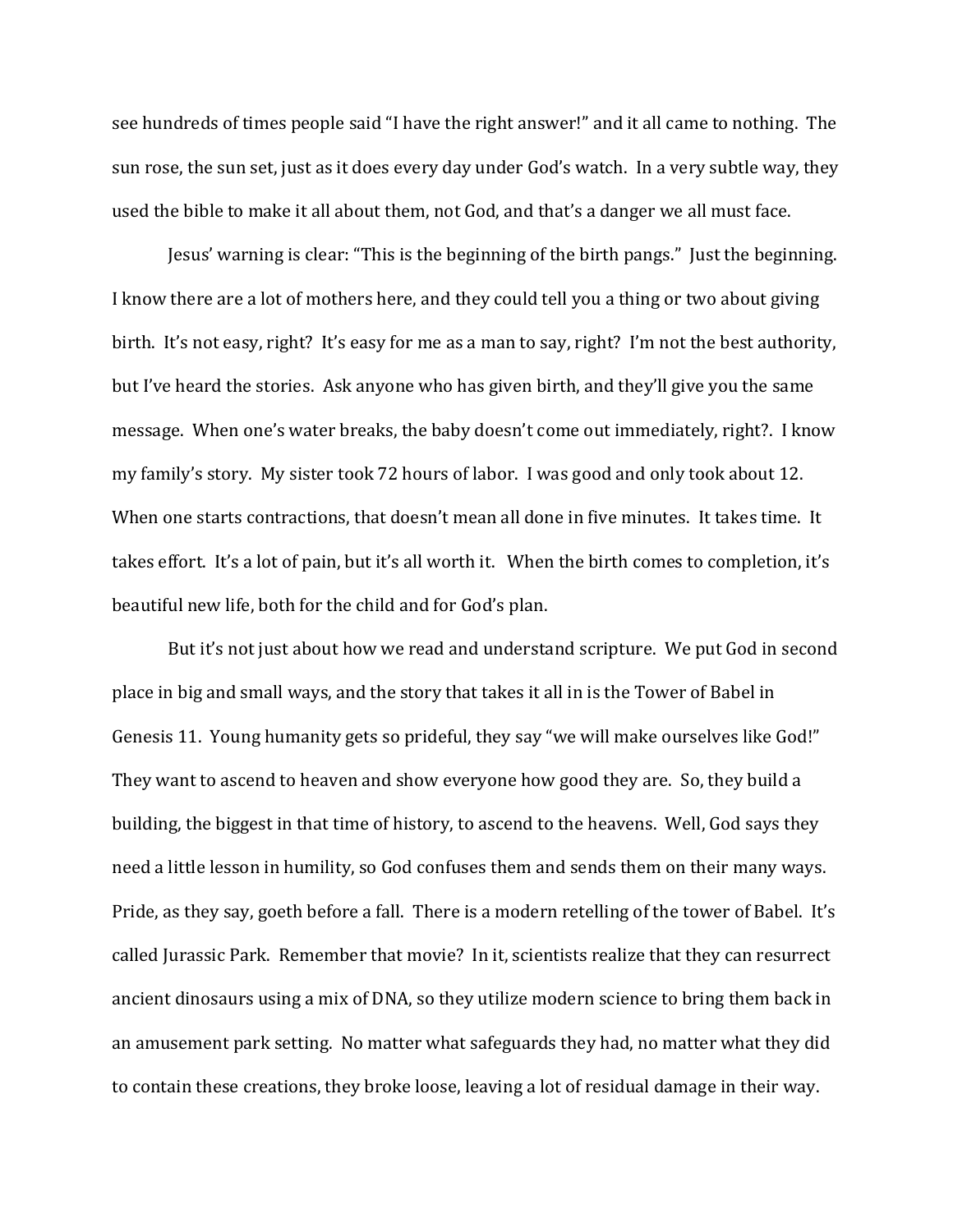see hundreds of times people said "I have the right answer!" and it all came to nothing. The sun rose, the sun set, just as it does every day under God's watch. In a very subtle way, they used the bible to make it all about them, not God, and that's a danger we all must face.

Jesus' warning is clear: "This is the beginning of the birth pangs." Just the beginning. I know there are a lot of mothers here, and they could tell you a thing or two about giving birth. It's not easy, right? It's easy for me as a man to say, right? I'm not the best authority, but I've heard the stories. Ask anyone who has given birth, and they'll give you the same message. When one's water breaks, the baby doesn't come out immediately, right?. I know my family's story. My sister took 72 hours of labor. I was good and only took about 12. When one starts contractions, that doesn't mean all done in five minutes. It takes time. It takes effort. It's a lot of pain, but it's all worth it. When the birth comes to completion, it's beautiful new life, both for the child and for God's plan.

But it's not just about how we read and understand scripture. We put God in second place in big and small ways, and the story that takes it all in is the Tower of Babel in Genesis 11. Young humanity gets so prideful, they say "we will make ourselves like God!" They want to ascend to heaven and show everyone how good they are. So, they build a building, the biggest in that time of history, to ascend to the heavens. Well, God says they need a little lesson in humility, so God confuses them and sends them on their many ways. Pride, as they say, goeth before a fall. There is a modern retelling of the tower of Babel. It's called Jurassic Park. Remember that movie? In it, scientists realize that they can resurrect ancient dinosaurs using a mix of DNA, so they utilize modern science to bring them back in an amusement park setting. No matter what safeguards they had, no matter what they did to contain these creations, they broke loose, leaving a lot of residual damage in their way.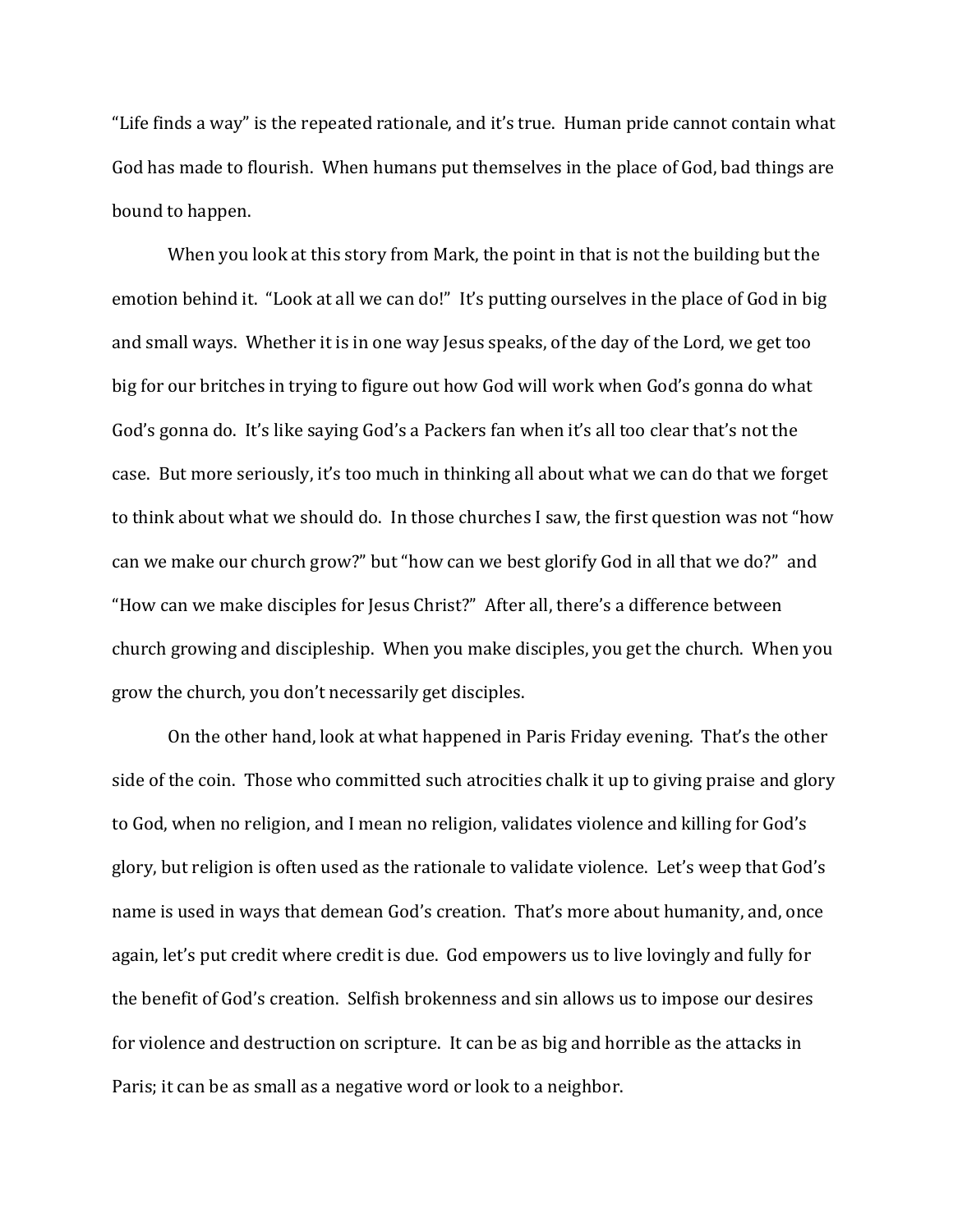"Life finds a way" is the repeated rationale, and it's true. Human pride cannot contain what God has made to flourish. When humans put themselves in the place of God, bad things are bound to happen.

When you look at this story from Mark, the point in that is not the building but the emotion behind it. "Look at all we can do!" It's putting ourselves in the place of God in big and small ways. Whether it is in one way Jesus speaks, of the day of the Lord, we get too big for our britches in trying to figure out how God will work when God's gonna do what God's gonna do. It's like saying God's a Packers fan when it's all too clear that's not the case. But more seriously, it's too much in thinking all about what we can do that we forget to think about what we should do. In those churches I saw, the first question was not "how can we make our church grow?" but "how can we best glorify God in all that we do?" and "How can we make disciples for Jesus Christ?" After all, there's a difference between church growing and discipleship. When you make disciples, you get the church. When you grow the church, you don't necessarily get disciples.

On the other hand, look at what happened in Paris Friday evening. That's the other side of the coin. Those who committed such atrocities chalk it up to giving praise and glory to God, when no religion, and I mean no religion, validates violence and killing for God's glory, but religion is often used as the rationale to validate violence. Let's weep that God's name is used in ways that demean God's creation. That's more about humanity, and, once again, let's put credit where credit is due. God empowers us to live lovingly and fully for the benefit of God's creation. Selfish brokenness and sin allows us to impose our desires for violence and destruction on scripture. It can be as big and horrible as the attacks in Paris; it can be as small as a negative word or look to a neighbor.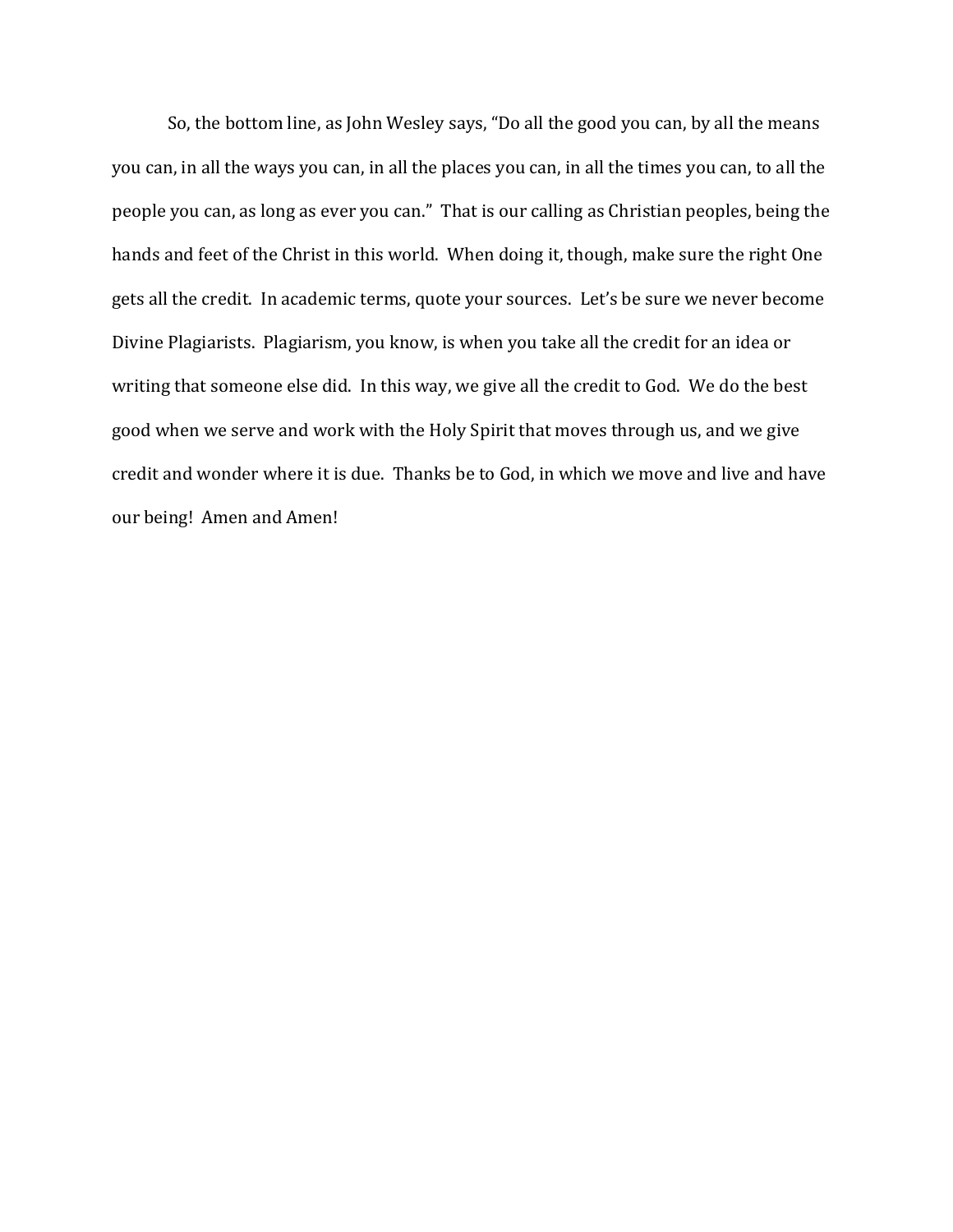So, the bottom line, as John Wesley says, “Do all the good you can, by all the means you can, in all the ways you can, in all the places you can, in all the times you can, to all the people you can, as long as ever you can.” That is our calling as Christian peoples, being the hands and feet of the Christ in this world. When doing it, though, make sure the right One gets all the credit. In academic terms, quote your sources. Let’s be sure we never become Divine Plagiarists. Plagiarism, you know, is when you take all the credit for an idea or writing that someone else did. In this way, we give all the credit to God. We do the best good when we serve and work with the Holy Spirit that moves through us, and we give credit and wonder where it is due. Thanks be to God, in which we move and live and have our being! Amen and Amen!